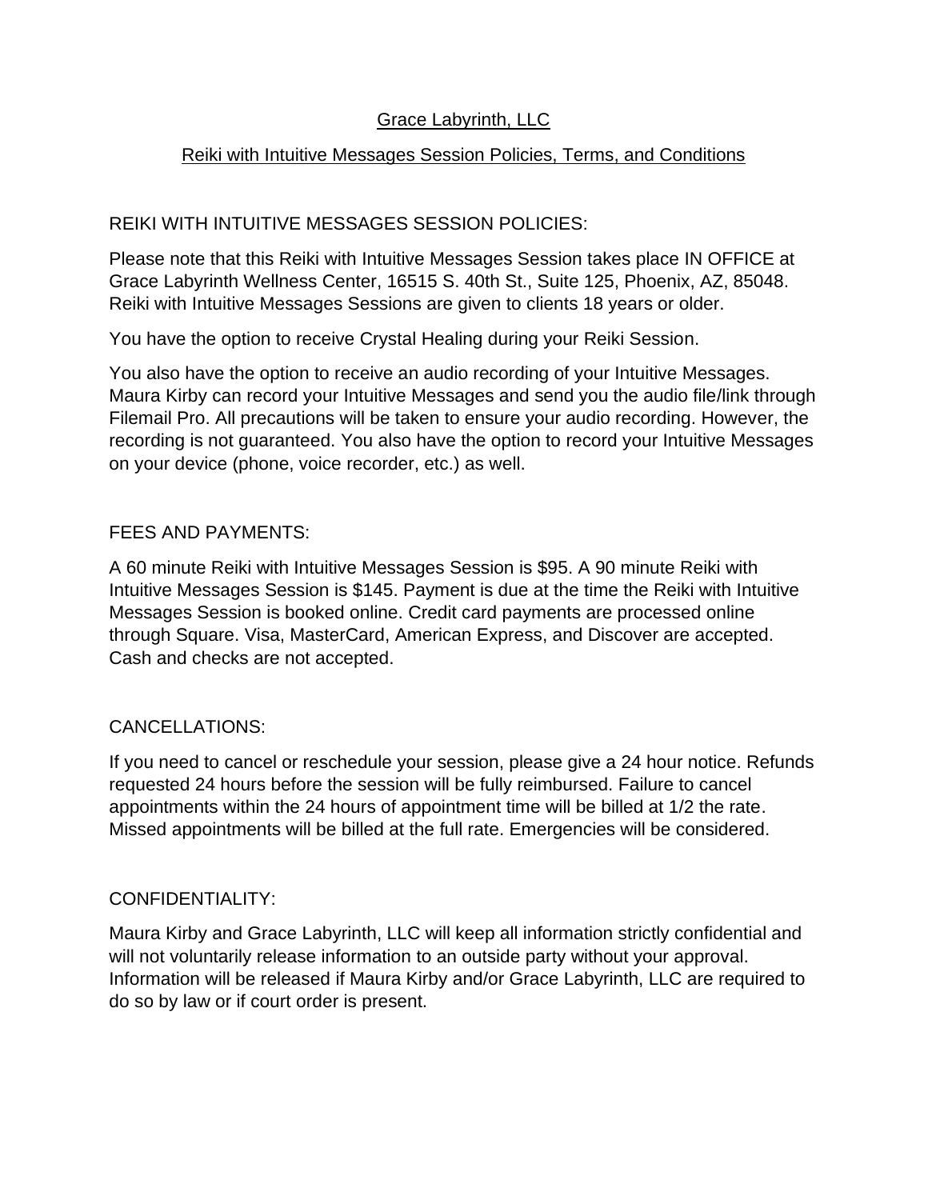# Grace Labyrinth, LLC

## Reiki with Intuitive Messages Session Policies, Terms, and Conditions

### REIKI WITH INTUITIVE MESSAGES SESSION POLICIES:

Please note that this Reiki with Intuitive Messages Session takes place IN OFFICE at Grace Labyrinth Wellness Center, 16515 S. 40th St., Suite 125, Phoenix, AZ, 85048. Reiki with Intuitive Messages Sessions are given to clients 18 years or older.

You have the option to receive Crystal Healing during your Reiki Session.

You also have the option to receive an audio recording of your Intuitive Messages. Maura Kirby can record your Intuitive Messages and send you the audio file/link through Filemail Pro. All precautions will be taken to ensure your audio recording. However, the recording is not guaranteed. You also have the option to record your Intuitive Messages on your device (phone, voice recorder, etc.) as well.

### FEES AND PAYMENTS:

A 60 minute Reiki with Intuitive Messages Session is $95. A 90 minute Reiki with Intuitive Messages Session is $145. Payment is due at the time the Reiki with Intuitive Messages Session is booked online. Credit card payments are processed online through Square. Visa, MasterCard, American Express, and Discover are accepted. Cash and checks are not accepted.

### CANCELLATIONS:

If you need to cancel or reschedule your session, please give a 24 hour notice. Refunds requested 24 hours before the session will be fully reimbursed. Failure to cancel appointments within the 24 hours of appointment time will be billed at 1/2 the rate. Missed appointments will be billed at the full rate. Emergencies will be considered.

### CONFIDENTIALITY:

Maura Kirby and Grace Labyrinth, LLC will keep all information strictly confidential and will not voluntarily release information to an outside party without your approval. Information will be released if Maura Kirby and/or Grace Labyrinth, LLC are required to do so by law or if court order is present.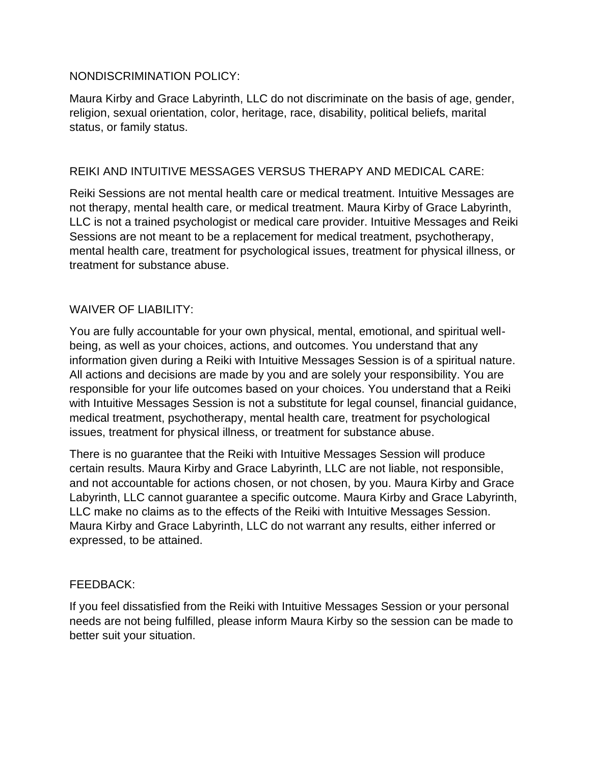## NONDISCRIMINATION POLICY:

Maura Kirby and Grace Labyrinth, LLC do not discriminate on the basis of age, gender, religion, sexual orientation, color, heritage, race, disability, political beliefs, marital status, or family status.

## REIKI AND INTUITIVE MESSAGES VERSUS THERAPY AND MEDICAL CARE:

Reiki Sessions are not mental health care or medical treatment. Intuitive Messages are not therapy, mental health care, or medical treatment. Maura Kirby of Grace Labyrinth, LLC is not a trained psychologist or medical care provider. Intuitive Messages and Reiki Sessions are not meant to be a replacement for medical treatment, psychotherapy, mental health care, treatment for psychological issues, treatment for physical illness, or treatment for substance abuse.

## WAIVER OF LIABILITY:

You are fully accountable for your own physical, mental, emotional, and spiritual well-being, as well as your choices, actions, and outcomes. You understand that any information given during a Reiki with Intuitive Messages Session is of a spiritual nature. All actions and decisions are made by you and are solely your responsibility. You are responsible for your life outcomes based on your choices. You understand that a Reiki with Intuitive Messages Session is not a substitute for legal counsel, financial guidance, medical treatment, psychotherapy, mental health care, treatment for psychological issues, treatment for physical illness, or treatment for substance abuse.

There is no guarantee that the Reiki with Intuitive Messages Session will produce certain results. Maura Kirby and Grace Labyrinth, LLC are not liable, not responsible, and not accountable for actions chosen, or not chosen, by you. Maura Kirby and Grace Labyrinth, LLC cannot guarantee a specific outcome. Maura Kirby and Grace Labyrinth, LLC make no claims as to the effects of the Reiki with Intuitive Messages Session. Maura Kirby and Grace Labyrinth, LLC do not warrant any results, either inferred or expressed, to be attained.

## FEEDBACK:

If you feel dissatisfied from the Reiki with Intuitive Messages Session or your personal needs are not being fulfilled, please inform Maura Kirby so the session can be made to better suit your situation.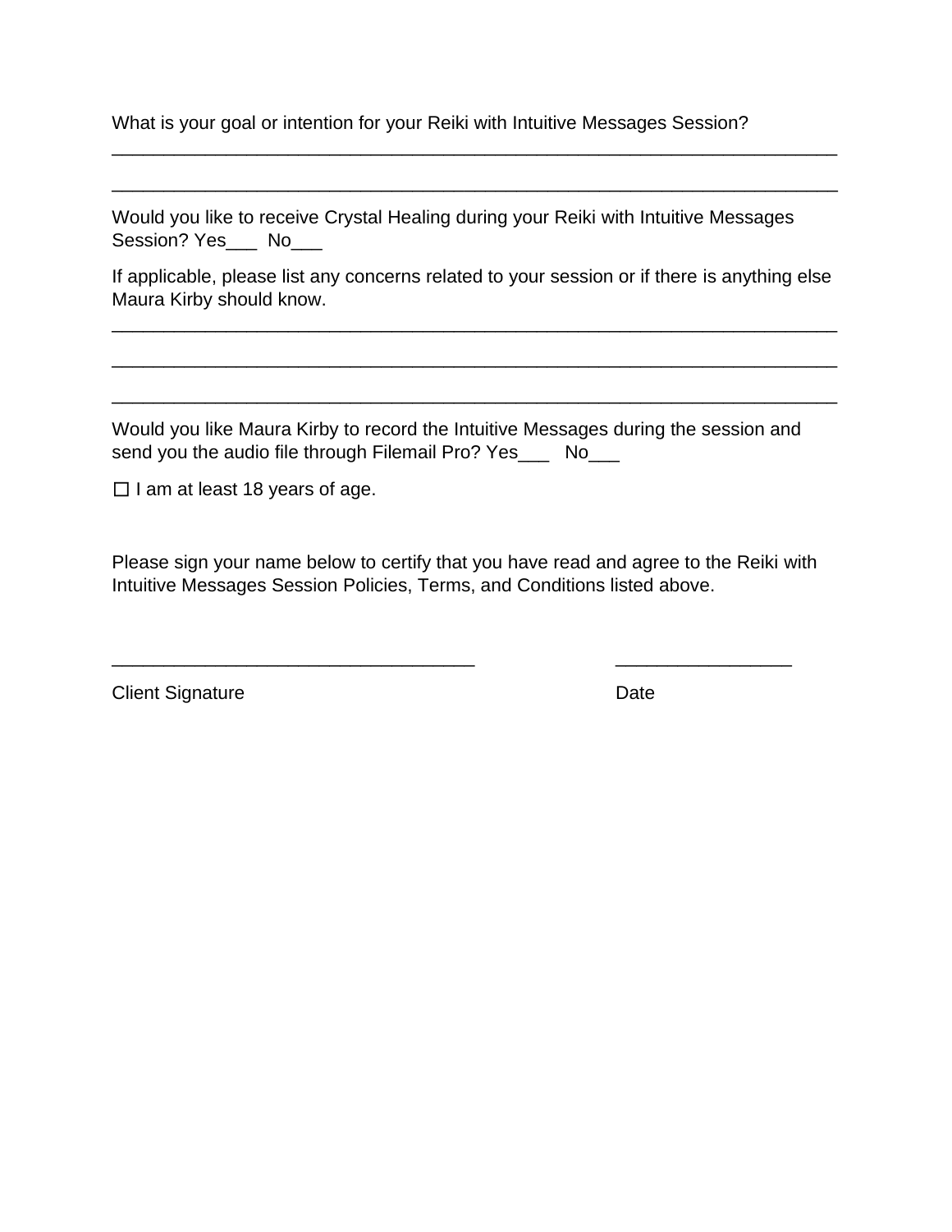What is your goal or intention for your Reiki with Intuitive Messages Session?

_________________________________________________________________________

_________________________________________________________________________

Would you like to receive Crystal Healing during your Reiki with Intuitive Messages Session? Yes___  No___

If applicable, please list any concerns related to your session or if there is anything else Maura Kirby should know.

_________________________________________________________________________

_________________________________________________________________________

_________________________________________________________________________

Would you like Maura Kirby to record the Intuitive Messages during the session and send you the audio file through Filemail Pro? Yes___   No___

☐ I am at least 18 years of age.

Please sign your name below to certify that you have read and agree to the Reiki with Intuitive Messages Session Policies, Terms, and Conditions listed above.

____________________________________                    _________________

Client Signature                                                             Date